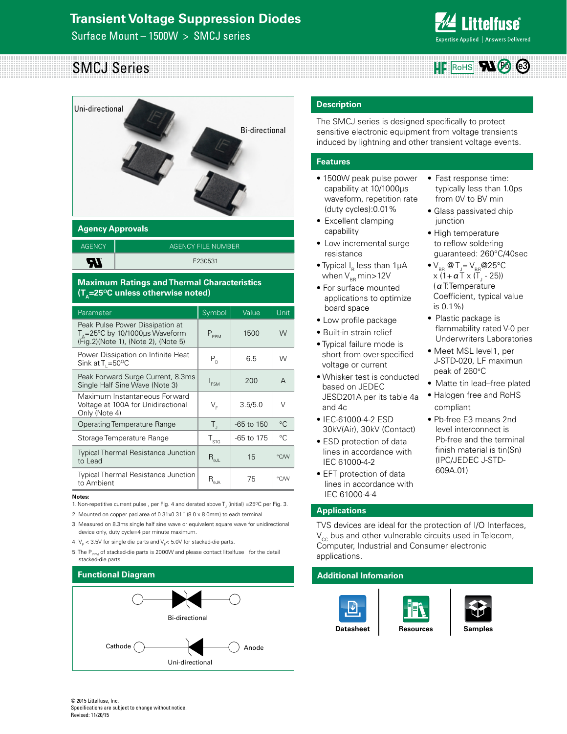# Transient Voltage Suppression Diodes

Surface Mount – 1500W > SMCJ series

## SMCJ Series

HF RoHS Pb e3

Uni-directional

Bi-directional

## Agency Approvals

| AGENCY | AGENCY FILE NUMBER |
|---|---|
| UL | E230531 |

## Maximum Ratings and Thermal Characteristics ($T_A$=25ºC unless otherwise noted)

| Parameter | Symbol | Value | Unit |
|---|---|---|---|
| Peak Pulse Power Dissipation at $T_A$=25ºC by 10/1000µs Waveform (Fig.2)(Note 1), (Note 2), (Note 5) | $P_{PPM}$ | 1500 | W |
| Power Dissipation on Infinite Heat Sink at $T_L$=50ºC | $P_D$ | 6.5 | W |
| Peak Forward Surge Current, 8.3ms Single Half Sine Wave (Note 3) | $I_{FSM}$ | 200 | A |
| Maximum Instantaneous Forward Voltage at 100A for Unidirectional Only (Note 4) | $V_F$ | 3.5/5.0 | V |
| Operating Temperature Range | $T_J$ | -65 to 150 | °C |
| Storage Temperature Range | $T_{STG}$ | -65 to 175 | °C |
| Typical Thermal Resistance Junction to Lead | $R_{\theta JL}$ | 15 | °C/W |
| Typical Thermal Resistance Junction to Ambient | $R_{\theta JA}$ | 75 | °C/W |

**Notes:**

1. Non-repetitive current pulse , per Fig. 4 and derated above $T_J$ (initial) =25ºC per Fig. 3.
2. Mounted on copper pad area of 0.31x0.31" (8.0 x 8.0mm) to each terminal.
3. Measured on 8.3ms single half sine wave or equivalent square wave for unidirectional device only, duty cycle=4 per minute maximum.
4. $V_F$ < 3.5V for single die parts and $V_F$< 5.0V for stacked-die parts.
5. The $P_{PPM}$ of stacked-die parts is 2000W and please contact littelfuse for the detail stacked-die parts.

## Functional Diagram

Bi-directional

Cathode — Anode

Uni-directional

## Description

The SMCJ series is designed specifically to protect sensitive electronic equipment from voltage transients induced by lightning and other transient voltage events.

## Features

- 1500W peak pulse power capability at 10/1000μs waveform, repetition rate (duty cycles):0.01%
- Excellent clamping capability
- Low incremental surge resistance
- Typical $I_R$ less than 1μA when $V_{BR}$ min>12V
- For surface mounted applications to optimize board space
- Low profile package
- Built-in strain relief
- Typical failure mode is short from over-specified voltage or current
- Whisker test is conducted based on JEDEC JESD201A per its table 4a and 4c
- IEC-61000-4-2 ESD 30kV(Air), 30kV (Contact)
- ESD protection of data lines in accordance with IEC 61000-4-2
- EFT protection of data lines in accordance with IEC 61000-4-4
- Fast response time: typically less than 1.0ps from 0V to BV min
- Glass passivated chip junction
- High temperature to reflow soldering guaranteed: 260°C/40sec
- $V_{BR}$ @ $T_J$ = $V_{BR}$@25°C x (1+ $\alpha$T x ($T_J$ - 25)) ($\alpha$T:Temperature Coefficient, typical value is 0.1%)
- Plastic package is flammability rated V-0 per Underwriters Laboratories
- Meet MSL level1, per J-STD-020, LF maximun peak of 260°C
- Matte tin lead–free plated
- Halogen free and RoHS compliant
- Pb-free E3 means 2nd level interconnect is Pb-free and the terminal finish material is tin(Sn) (IPC/JEDEC J-STD-609A.01)

## Applications

TVS devices are ideal for the protection of I/O Interfaces, $V_{CC}$ bus and other vulnerable circuits used in Telecom, Computer, Industrial and Consumer electronic applications.

## Additional Infomarion

Datasheet | Resources | Samples

© 2015 Littelfuse, Inc.
Specifications are subject to change without notice.
Revised: 11/20/15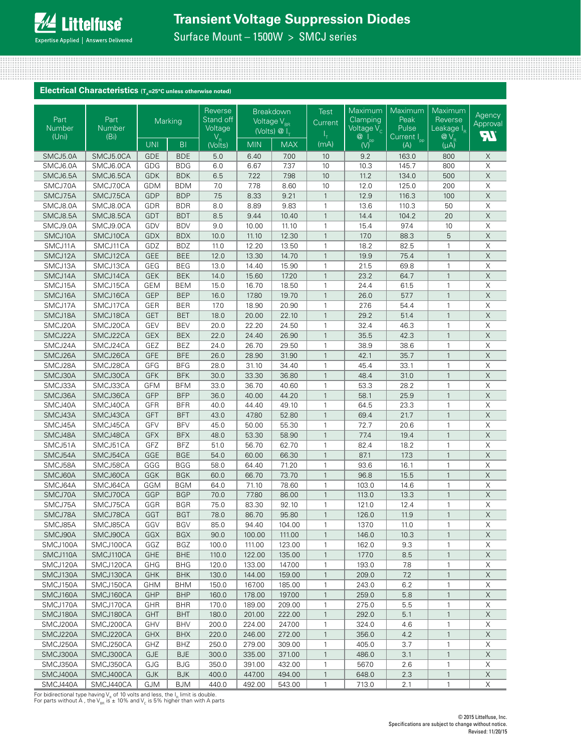## Electrical Characteristics ($T_A$=25°C unless otherwise noted)

| Part Number (Uni) | Part Number (Bi) | Marking | | Reverse Stand off Voltage $V_R$ (Volts) | Breakdown Voltage $V_{BR}$ (Volts) @ $I_T$ | | Test Current $I_T$ (mA) | Maximum Clamping Voltage $V_C$ @ $I_{pp}$ (V) | Maximum Peak Pulse Current $I_{pp}$ (A) | Maximum Reverse Leakage $I_R$ @ $V_R$ (µA) | Agency Approval UL |
|---|---|---|---|---|---|---|---|---|---|---|---|
| | | UNI | BI | | MIN | MAX | | | | | |
| SMCJ5.0A | SMCJ5.0CA | GDE | BDE | 5.0 | 6.40 | 7.00 | 10 | 9.2 | 163.0 | 800 | X |
| SMCJ6.0A | SMCJ6.0CA | GDG | BDG | 6.0 | 6.67 | 7.37 | 10 | 10.3 | 145.7 | 800 | X |
| SMCJ6.5A | SMCJ6.5CA | GDK | BDK | 6.5 | 7.22 | 7.98 | 10 | 11.2 | 134.0 | 500 | X |
| SMCJ7.0A | SMCJ7.0CA | GDM | BDM | 7.0 | 7.78 | 8.60 | 10 | 12.0 | 125.0 | 200 | X |
| SMCJ7.5A | SMCJ7.5CA | GDP | BDP | 7.5 | 8.33 | 9.21 | 1 | 12.9 | 116.3 | 100 | X |
| SMCJ8.0A | SMCJ8.0CA | GDR | BDR | 8.0 | 8.89 | 9.83 | 1 | 13.6 | 110.3 | 50 | X |
| SMCJ8.5A | SMCJ8.5CA | GDT | BDT | 8.5 | 9.44 | 10.40 | 1 | 14.4 | 104.2 | 20 | X |
| SMCJ9.0A | SMCJ9.0CA | GDV | BDV | 9.0 | 10.00 | 11.10 | 1 | 15.4 | 97.4 | 10 | X |
| SMCJ10A | SMCJ10CA | GDX | BDX | 10.0 | 11.10 | 12.30 | 1 | 17.0 | 88.3 | 5 | X |
| SMCJ11A | SMCJ11CA | GDZ | BDZ | 11.0 | 12.20 | 13.50 | 1 | 18.2 | 82.5 | 1 | X |
| SMCJ12A | SMCJ12CA | GEE | BEE | 12.0 | 13.30 | 14.70 | 1 | 19.9 | 75.4 | 1 | X |
| SMCJ13A | SMCJ13CA | GEG | BEG | 13.0 | 14.40 | 15.90 | 1 | 21.5 | 69.8 | 1 | X |
| SMCJ14A | SMCJ14CA | GEK | BEK | 14.0 | 15.60 | 17.20 | 1 | 23.2 | 64.7 | 1 | X |
| SMCJ15A | SMCJ15CA | GEM | BEM | 15.0 | 16.70 | 18.50 | 1 | 24.4 | 61.5 | 1 | X |
| SMCJ16A | SMCJ16CA | GEP | BEP | 16.0 | 17.80 | 19.70 | 1 | 26.0 | 57.7 | 1 | X |
| SMCJ17A | SMCJ17CA | GER | BER | 17.0 | 18.90 | 20.90 | 1 | 27.6 | 54.4 | 1 | X |
| SMCJ18A | SMCJ18CA | GET | BET | 18.0 | 20.00 | 22.10 | 1 | 29.2 | 51.4 | 1 | X |
| SMCJ20A | SMCJ20CA | GEV | BEV | 20.0 | 22.20 | 24.50 | 1 | 32.4 | 46.3 | 1 | X |
| SMCJ22A | SMCJ22CA | GEX | BEX | 22.0 | 24.40 | 26.90 | 1 | 35.5 | 42.3 | 1 | X |
| SMCJ24A | SMCJ24CA | GEZ | BEZ | 24.0 | 26.70 | 29.50 | 1 | 38.9 | 38.6 | 1 | X |
| SMCJ26A | SMCJ26CA | GFE | BFE | 26.0 | 28.90 | 31.90 | 1 | 42.1 | 35.7 | 1 | X |
| SMCJ28A | SMCJ28CA | GFG | BFG | 28.0 | 31.10 | 34.40 | 1 | 45.4 | 33.1 | 1 | X |
| SMCJ30A | SMCJ30CA | GFK | BFK | 30.0 | 33.30 | 36.80 | 1 | 48.4 | 31.0 | 1 | X |
| SMCJ33A | SMCJ33CA | GFM | BFM | 33.0 | 36.70 | 40.60 | 1 | 53.3 | 28.2 | 1 | X |
| SMCJ36A | SMCJ36CA | GFP | BFP | 36.0 | 40.00 | 44.20 | 1 | 58.1 | 25.9 | 1 | X |
| SMCJ40A | SMCJ40CA | GFR | BFR | 40.0 | 44.40 | 49.10 | 1 | 64.5 | 23.3 | 1 | X |
| SMCJ43A | SMCJ43CA | GFT | BFT | 43.0 | 47.80 | 52.80 | 1 | 69.4 | 21.7 | 1 | X |
| SMCJ45A | SMCJ45CA | GFV | BFV | 45.0 | 50.00 | 55.30 | 1 | 72.7 | 20.6 | 1 | X |
| SMCJ48A | SMCJ48CA | GFX | BFX | 48.0 | 53.30 | 58.90 | 1 | 77.4 | 19.4 | 1 | X |
| SMCJ51A | SMCJ51CA | GFZ | BFZ | 51.0 | 56.70 | 62.70 | 1 | 82.4 | 18.2 | 1 | X |
| SMCJ54A | SMCJ54CA | GGE | BGE | 54.0 | 60.00 | 66.30 | 1 | 87.1 | 17.3 | 1 | X |
| SMCJ58A | SMCJ58CA | GGG | BGG | 58.0 | 64.40 | 71.20 | 1 | 93.6 | 16.1 | 1 | X |
| SMCJ60A | SMCJ60CA | GGK | BGK | 60.0 | 66.70 | 73.70 | 1 | 96.8 | 15.5 | 1 | X |
| SMCJ64A | SMCJ64CA | GGM | BGM | 64.0 | 71.10 | 78.60 | 1 | 103.0 | 14.6 | 1 | X |
| SMCJ70A | SMCJ70CA | GGP | BGP | 70.0 | 77.80 | 86.00 | 1 | 113.0 | 13.3 | 1 | X |
| SMCJ75A | SMCJ75CA | GGR | BGR | 75.0 | 83.30 | 92.10 | 1 | 121.0 | 12.4 | 1 | X |
| SMCJ78A | SMCJ78CA | GGT | BGT | 78.0 | 86.70 | 95.80 | 1 | 126.0 | 11.9 | 1 | X |
| SMCJ85A | SMCJ85CA | GGV | BGV | 85.0 | 94.40 | 104.00 | 1 | 137.0 | 11.0 | 1 | X |
| SMCJ90A | SMCJ90CA | GGX | BGX | 90.0 | 100.00 | 111.00 | 1 | 146.0 | 10.3 | 1 | X |
| SMCJ100A | SMCJ100CA | GGZ | BGZ | 100.0 | 111.00 | 123.00 | 1 | 162.0 | 9.3 | 1 | X |
| SMCJ110A | SMCJ110CA | GHE | BHE | 110.0 | 122.00 | 135.00 | 1 | 177.0 | 8.5 | 1 | X |
| SMCJ120A | SMCJ120CA | GHG | BHG | 120.0 | 133.00 | 147.00 | 1 | 193.0 | 7.8 | 1 | X |
| SMCJ130A | SMCJ130CA | GHK | BHK | 130.0 | 144.00 | 159.00 | 1 | 209.0 | 7.2 | 1 | X |
| SMCJ150A | SMCJ150CA | GHM | BHM | 150.0 | 167.00 | 185.00 | 1 | 243.0 | 6.2 | 1 | X |
| SMCJ160A | SMCJ160CA | GHP | BHP | 160.0 | 178.00 | 197.00 | 1 | 259.0 | 5.8 | 1 | X |
| SMCJ170A | SMCJ170CA | GHR | BHR | 170.0 | 189.00 | 209.00 | 1 | 275.0 | 5.5 | 1 | X |
| SMCJ180A | SMCJ180CA | GHT | BHT | 180.0 | 201.00 | 222.00 | 1 | 292.0 | 5.1 | 1 | X |
| SMCJ200A | SMCJ200CA | GHV | BHV | 200.0 | 224.00 | 247.00 | 1 | 324.0 | 4.6 | 1 | X |
| SMCJ220A | SMCJ220CA | GHX | BHX | 220.0 | 246.00 | 272.00 | 1 | 356.0 | 4.2 | 1 | X |
| SMCJ250A | SMCJ250CA | GHZ | BHZ | 250.0 | 279.00 | 309.00 | 1 | 405.0 | 3.7 | 1 | X |
| SMCJ300A | SMCJ300CA | GJE | BJE | 300.0 | 335.00 | 371.00 | 1 | 486.0 | 3.1 | 1 | X |
| SMCJ350A | SMCJ350CA | GJG | BJG | 350.0 | 391.00 | 432.00 | 1 | 567.0 | 2.6 | 1 | X |
| SMCJ400A | SMCJ400CA | GJK | BJK | 400.0 | 447.00 | 494.00 | 1 | 648.0 | 2.3 | 1 | X |
| SMCJ440A | SMCJ440CA | GJM | BJM | 440.0 | 492.00 | 543.00 | 1 | 713.0 | 2.1 | 1 | X |

For bidirectional type having $V_R$ of 10 volts and less, the $I_R$ limit is double.
For parts without A , the $V_{BR}$ is ± 10% and $V_C$ is 5% higher than with A parts

© 2015 Littelfuse, Inc.
Specifications are subject to change without notice.
Revised: 11/20/15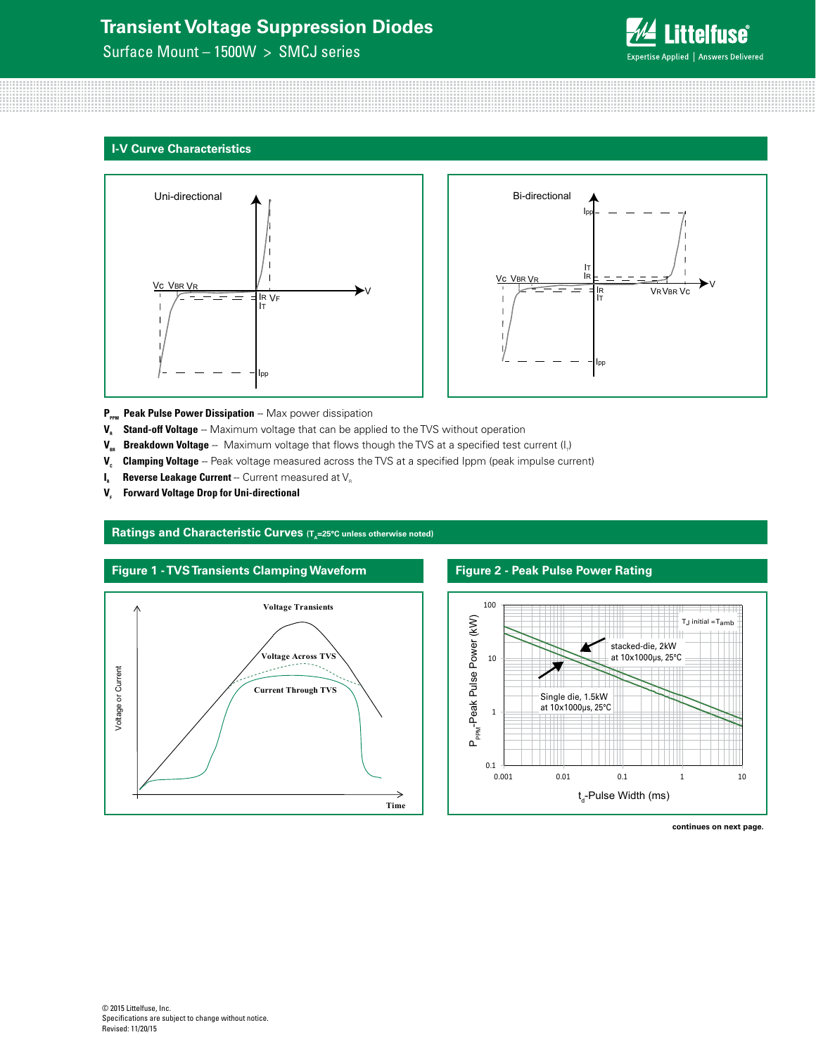## I-V Curve Characteristics

**$P_{PPM}$ Peak Pulse Power Dissipation** -- Max power dissipation

**$V_R$ Stand-off Voltage** -- Maximum voltage that can be applied to the TVS without operation

**$V_{BR}$ Breakdown Voltage** -- Maximum voltage that flows though the TVS at a specified test current ($I_T$)

**$V_C$ Clamping Voltage** -- Peak voltage measured across the TVS at a specified Ippm (peak impulse current)

**$I_R$ Reverse Leakage Current** -- Current measured at $V_R$

**$V_F$ Forward Voltage Drop for Uni-directional**

## Ratings and Characteristic Curves ($T_A$=25°C unless otherwise noted)

### Figure 1 - TVS Transients Clamping Waveform

### Figure 2 - Peak Pulse Power Rating

continues on next page.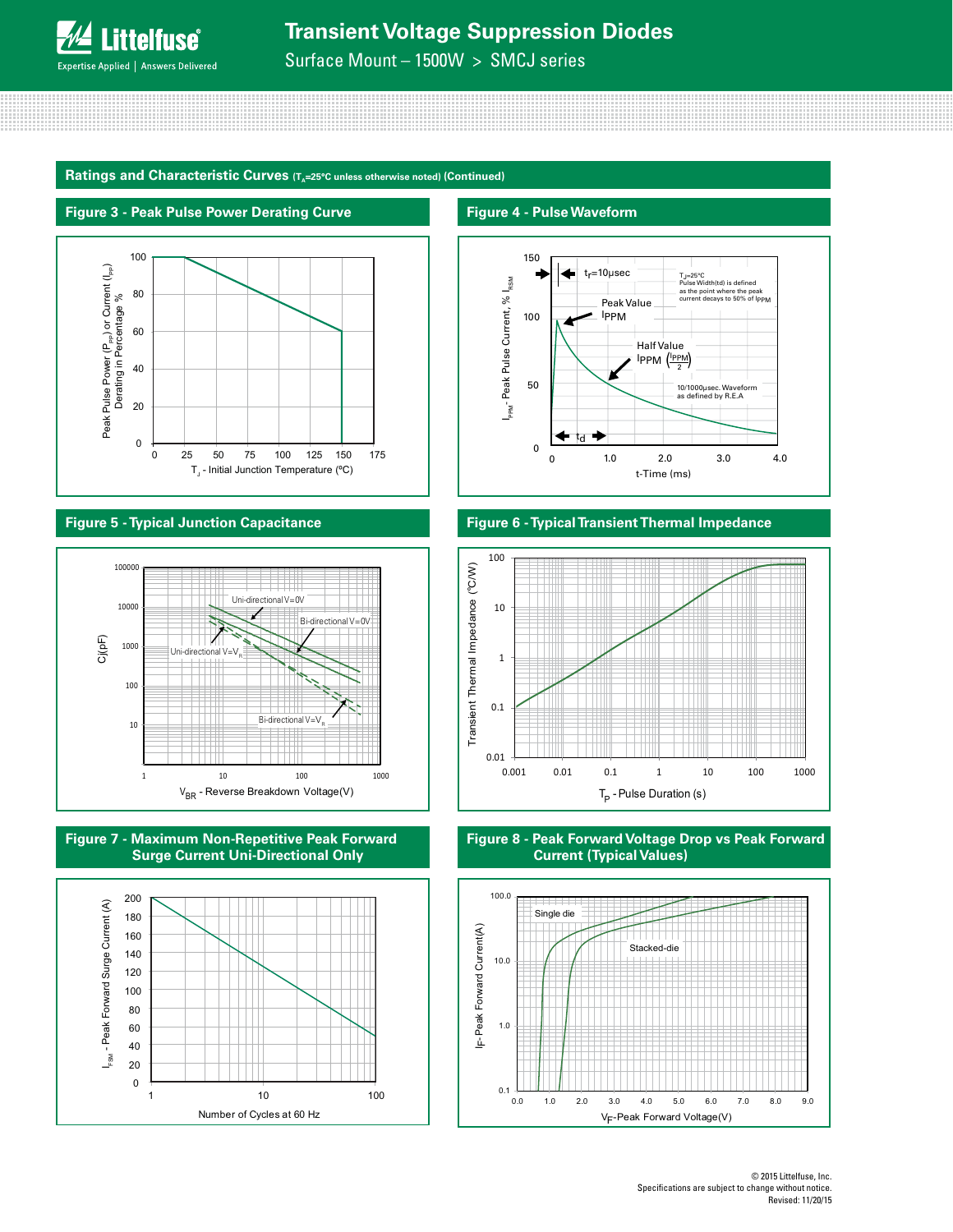## Ratings and Characteristic Curves ($T_A$=25°C unless otherwise noted) (Continued)

### Figure 3 - Peak Pulse Power Derating Curve

Peak Pulse Power ($P_{PP}$) or Current ($I_{PP}$) Derating in Percentage %

$T_J$ - Initial Junction Temperature (ºC)

### Figure 4 - Pulse Waveform

$t_r$=10μsec

$T_J$=25°C
Pulse Width(td) is defined as the point where the peak current decays to 50% of $I_{PPM}$

Peak Value $I_{PPM}$

Half Value $I_{PPM}$ $\left(\frac{I_{PPM}}{2}\right)$

10/1000μsec. Waveform as defined by R.E.A

$t_d$

$I_{PPM}$ - Peak Pulse Current, % $I_{RSM}$

t-Time (ms)

### Figure 5 - Typical Junction Capacitance

Uni-directional V=0V

Bi-directional V=0V

Uni-directional V=$V_R$

Bi-directional V=$V_R$

Cj(pF)

$V_{BR}$ - Reverse Breakdown Voltage(V)

### Figure 6 - Typical Transient Thermal Impedance

Transient Thermal Impedance (°C/W)

$T_P$ - Pulse Duration (s)

### Figure 7 - Maximum Non-Repetitive Peak Forward Surge Current Uni-Directional Only

$I_{FSM}$ - Peak Forward Surge Current (A)

Number of Cycles at 60 Hz

### Figure 8 - Peak Forward Voltage Drop vs Peak Forward Current (Typical Values)

Single die

Stacked-die

$I_F$- Peak Forward Current(A)

$V_F$-Peak Forward Voltage(V)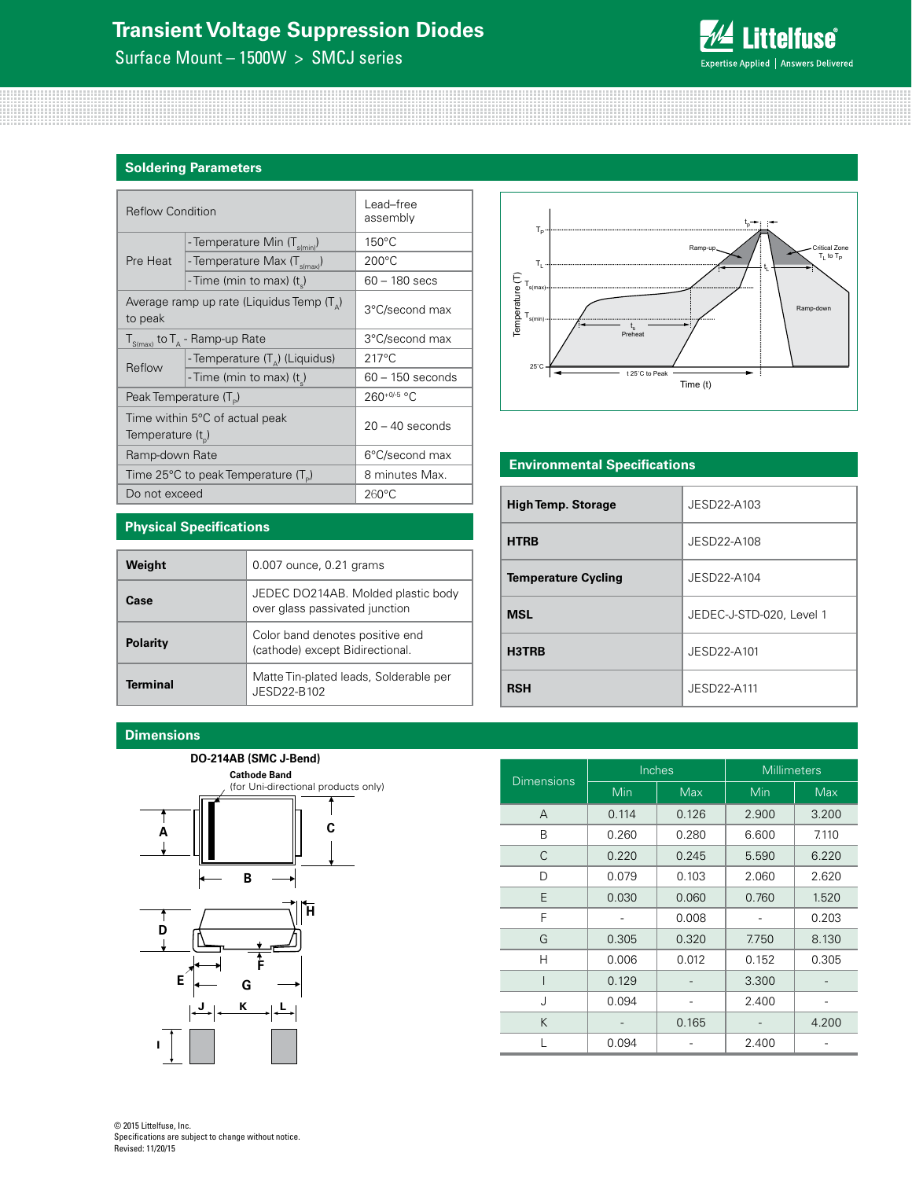## Soldering Parameters

| Reflow Condition | | Lead–free assembly |
|---|---|---|
| Pre Heat | - Temperature Min ($T_{s(min)}$) | 150°C |
| | - Temperature Max ($T_{s(max)}$) | 200°C |
| | - Time (min to max) ($t_s$) | 60 – 180 secs |
| Average ramp up rate (Liquidus Temp ($T_A$) to peak | | 3°C/second max |
| $T_{S(max)}$ to $T_A$ - Ramp-up Rate | | 3°C/second max |
| Reflow | - Temperature ($T_A$) (Liquidus) | 217°C |
| | - Time (min to max) ($t_s$) | 60 – 150 seconds |
| Peak Temperature ($T_P$) | | $260^{+0/-5}$ °C |
| Time within 5°C of actual peak Temperature ($t_p$) | | 20 – 40 seconds |
| Ramp-down Rate | | 6°C/second max |
| Time 25°C to peak Temperature ($T_P$) | | 8 minutes Max. |
| Do not exceed | | 260°C |

## Physical Specifications

| | |
|---|---|
| **Weight** | 0.007 ounce, 0.21 grams |
| **Case** | JEDEC DO214AB. Molded plastic body over glass passivated junction |
| **Polarity** | Color band denotes positive end (cathode) except Bidirectional. |
| **Terminal** | Matte Tin-plated leads, Solderable per JESD22-B102 |

## Environmental Specifications

| | |
|---|---|
| **High Temp. Storage** | JESD22-A103 |
| **HTRB** | JESD22-A108 |
| **Temperature Cycling** | JESD22-A104 |
| **MSL** | JEDEC-J-STD-020, Level 1 |
| **H3TRB** | JESD22-A101 |
| **RSH** | JESD22-A111 |

## Dimensions

**DO-214AB (SMC J-Bend)**

**Cathode Band** (for Uni-directional products only)

| Dimensions | Inches | | Millimeters | |
|---|---|---|---|---|
| | Min | Max | Min | Max |
| A | 0.114 | 0.126 | 2.900 | 3.200 |
| B | 0.260 | 0.280 | 6.600 | 7.110 |
| C | 0.220 | 0.245 | 5.590 | 6.220 |
| D | 0.079 | 0.103 | 2.060 | 2.620 |
| E | 0.030 | 0.060 | 0.760 | 1.520 |
| F | - | 0.008 | - | 0.203 |
| G | 0.305 | 0.320 | 7.750 | 8.130 |
| H | 0.006 | 0.012 | 0.152 | 0.305 |
| I | 0.129 | - | 3.300 | - |
| J | 0.094 | - | 2.400 | - |
| K | - | 0.165 | - | 4.200 |
| L | 0.094 | - | 2.400 | - |

© 2015 Littelfuse, Inc.
Specifications are subject to change without notice.
Revised: 11/20/15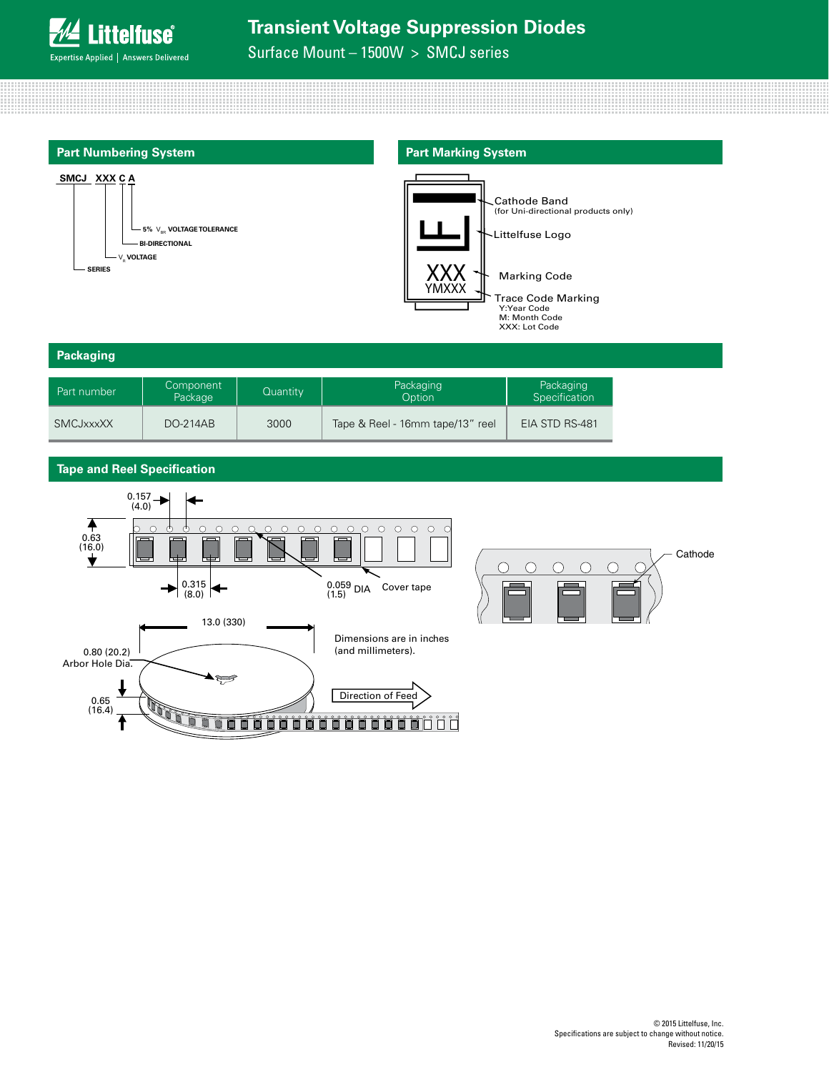# Transient Voltage Suppression Diodes

Surface Mount – 1500W > SMCJ series

## Part Numbering System

SMCJ XXX C A

- 5% $V_{BR}$ VOLTAGE TOLERANCE
- BI-DIRECTIONAL
- $V_R$ VOLTAGE
- SERIES

## Part Marking System

Cathode Band
(for Uni-directional products only)

Littelfuse Logo

XXX
YMXXX

Marking Code

Trace Code Marking
Y:Year Code
M: Month Code
XXX: Lot Code

## Packaging

| Part number | Component Package | Quantity | Packaging Option | Packaging Specification |
|---|---|---|---|---|
| SMCJxxxXX | DO-214AB | 3000 | Tape & Reel - 16mm tape/13" reel | EIA STD RS-481 |

## Tape and Reel Specification

0.157
(4.0)

0.63
(16.0)

0.315
(8.0)

0.059
(1.5)
DIA

Cover tape

Cathode

13.0 (330)

0.80 (20.2)
Arbor Hole Dia.

0.65
(16.4)

Dimensions are in inches
(and millimeters).

Direction of Feed

© 2015 Littelfuse, Inc.
Specifications are subject to change without notice.
Revised: 11/20/15